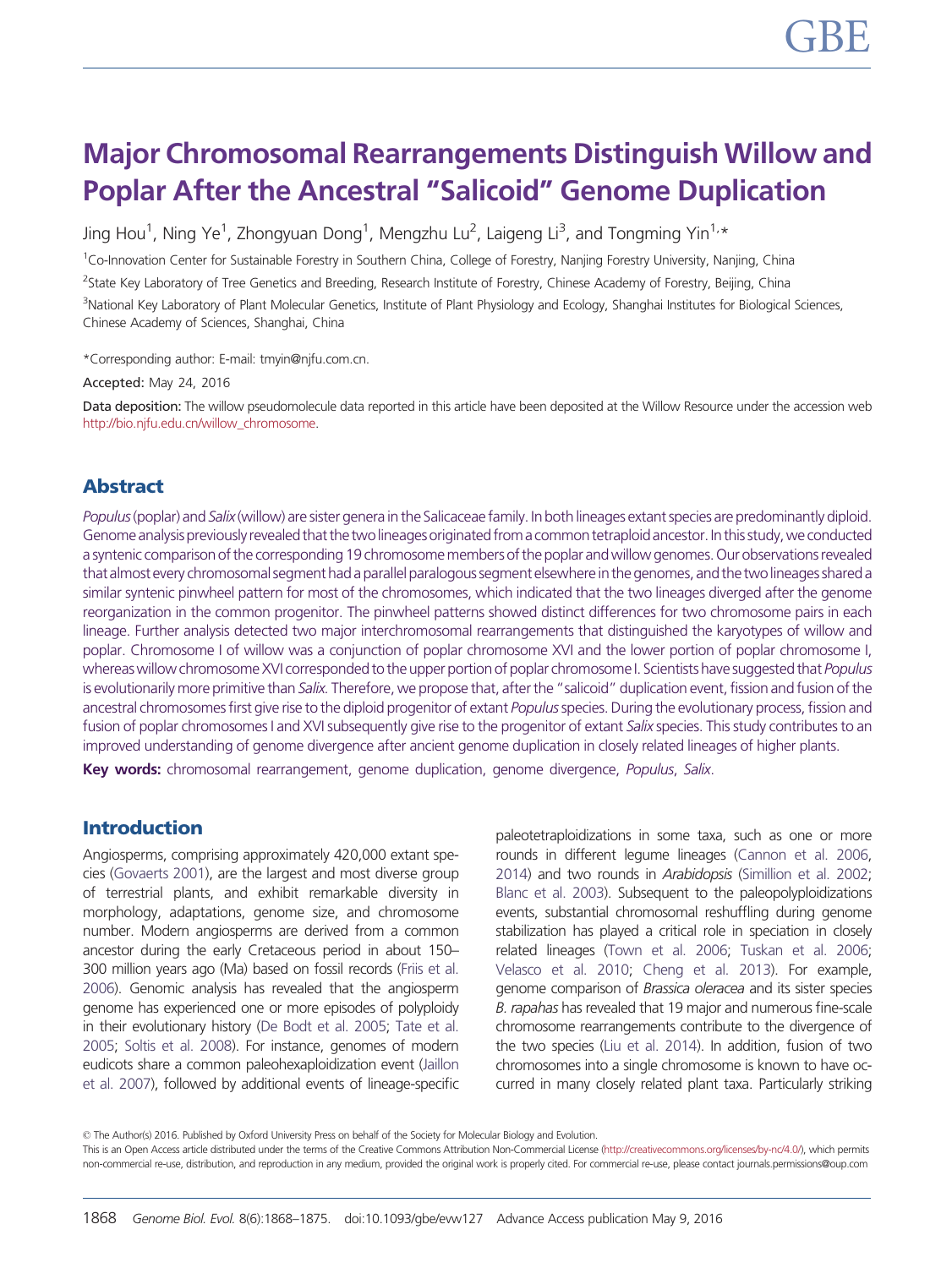# Major Chromosomal Rearrangements Distinguish Willow and Poplar After the Ancestral "Salicoid" Genome Duplication

Jing Hou[1], Ning Ye[1], Zhongyuan Dong[1], Mengzhu Lu[2], Laigeng Li[3], and Tongming Yin[1,*]

[1]Co-Innovation Center for Sustainable Forestry in Southern China, College of Forestry, Nanjing Forestry University, Nanjing, China

[2]State Key Laboratory of Tree Genetics and Breeding, Research Institute of Forestry, Chinese Academy of Forestry, Beijing, China

[3]National Key Laboratory of Plant Molecular Genetics, Institute of Plant Physiology and Ecology, Shanghai Institutes for Biological Sciences, Chinese Academy of Sciences, Shanghai, China

*Corresponding author: E-mail: tmyin@njfu.com.cn.

**Accepted:** May 24, 2016

**Data deposition:** The willow pseudomolecule data reported in this article have been deposited at the Willow Resource under the accession web http://bio.njfu.edu.cn/willow_chromosome.

## Abstract

*Populus* (poplar) and *Salix* (willow) are sister genera in the Salicaceae family. In both lineages extant species are predominantly diploid. Genome analysis previously revealed that the two lineages originated from a common tetraploid ancestor. In this study, we conducted a syntenic comparison of the corresponding 19 chromosome members of the poplar and willow genomes. Our observations revealed that almost every chromosomal segment had a parallel paralogous segment elsewhere in the genomes, and the two lineages shared a similar syntenic pinwheel pattern for most of the chromosomes, which indicated that the two lineages diverged after the genome reorganization in the common progenitor. The pinwheel patterns showed distinct differences for two chromosome pairs in each lineage. Further analysis detected two major interchromosomal rearrangements that distinguished the karyotypes of willow and poplar. Chromosome I of willow was a conjunction of poplar chromosome XVI and the lower portion of poplar chromosome I, whereas willow chromosome XVI corresponded to the upper portion of poplar chromosome I. Scientists have suggested that *Populus* is evolutionarily more primitive than *Salix*. Therefore, we propose that, after the "salicoid" duplication event, fission and fusion of the ancestral chromosomes first give rise to the diploid progenitor of extant *Populus* species. During the evolutionary process, fission and fusion of poplar chromosomes I and XVI subsequently give rise to the progenitor of extant *Salix* species. This study contributes to an improved understanding of genome divergence after ancient genome duplication in closely related lineages of higher plants.

**Key words:** chromosomal rearrangement, genome duplication, genome divergence, *Populus*, *Salix*.

## Introduction

Angiosperms, comprising approximately 420,000 extant species (Govaerts 2001), are the largest and most diverse group of terrestrial plants, and exhibit remarkable diversity in morphology, adaptations, genome size, and chromosome number. Modern angiosperms are derived from a common ancestor during the early Cretaceous period in about 150–300 million years ago (Ma) based on fossil records (Friis et al. 2006). Genomic analysis has revealed that the angiosperm genome has experienced one or more episodes of polyploidy in their evolutionary history (De Bodt et al. 2005; Tate et al. 2005; Soltis et al. 2008). For instance, genomes of modern eudicots share a common paleohexaploidization event (Jaillon et al. 2007), followed by additional events of lineage-specific paleotetraploidizations in some taxa, such as one or more rounds in different legume lineages (Cannon et al. 2006, 2014) and two rounds in *Arabidopsis* (Simillion et al. 2002; Blanc et al. 2003). Subsequent to the paleopolyploidizations events, substantial chromosomal reshuffling during genome stabilization has played a critical role in speciation in closely related lineages (Town et al. 2006; Tuskan et al. 2006; Velasco et al. 2010; Cheng et al. 2013). For example, genome comparison of *Brassica oleracea* and its sister species *B. rapahas* has revealed that 19 major and numerous fine-scale chromosome rearrangements contribute to the divergence of the two species (Liu et al. 2014). In addition, fusion of two chromosomes into a single chromosome is known to have occurred in many closely related plant taxa. Particularly striking

© The Author(s) 2016. Published by Oxford University Press on behalf of the Society for Molecular Biology and Evolution.
This is an Open Access article distributed under the terms of the Creative Commons Attribution Non-Commercial License (http://creativecommons.org/licenses/by-nc/4.0/), which permits non-commercial re-use, distribution, and reproduction in any medium, provided the original work is properly cited. For commercial re-use, please contact journals.permissions@oup.com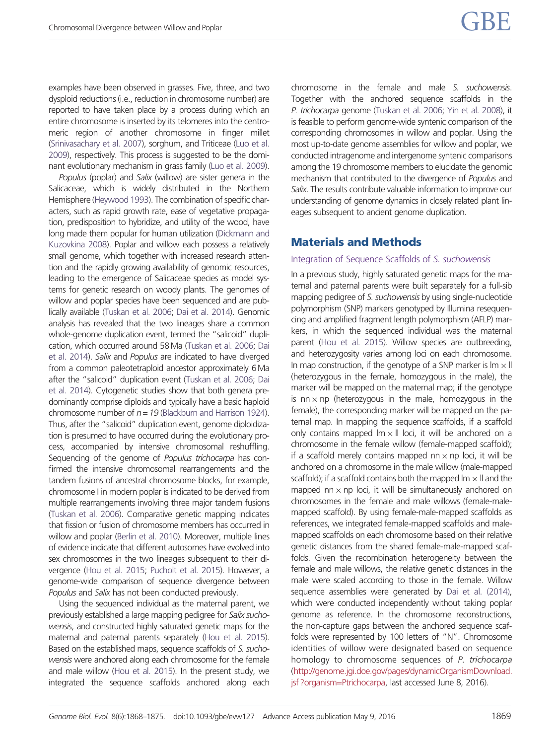examples have been observed in grasses. Five, three, and two dysploid reductions (i.e., reduction in chromosome number) are reported to have taken place by a process during which an entire chromosome is inserted by its telomeres into the centromeric region of another chromosome in finger millet (Srinivasachary et al. 2007), sorghum, and Triticeae (Luo et al. 2009), respectively. This process is suggested to be the dominant evolutionary mechanism in grass family (Luo et al. 2009).

*Populus* (poplar) and *Salix* (willow) are sister genera in the Salicaceae, which is widely distributed in the Northern Hemisphere (Heywood 1993). The combination of specific characters, such as rapid growth rate, ease of vegetative propagation, predisposition to hybridize, and utility of the wood, have long made them popular for human utilization (Dickmann and Kuzovkina 2008). Poplar and willow each possess a relatively small genome, which together with increased research attention and the rapidly growing availability of genomic resources, leading to the emergence of Salicaceae species as model systems for genetic research on woody plants. The genomes of willow and poplar species have been sequenced and are publically available (Tuskan et al. 2006; Dai et al. 2014). Genomic analysis has revealed that the two lineages share a common whole-genome duplication event, termed the "salicoid" duplication, which occurred around 58 Ma (Tuskan et al. 2006; Dai et al. 2014). *Salix* and *Populus* are indicated to have diverged from a common paleotetraploid ancestor approximately 6 Ma after the "salicoid" duplication event (Tuskan et al. 2006; Dai et al. 2014). Cytogenetic studies show that both genera predominantly comprise diploids and typically have a basic haploid chromosome number of $n = 19$ (Blackburn and Harrison 1924). Thus, after the "salicoid" duplication event, genome diploidization is presumed to have occurred during the evolutionary process, accompanied by intensive chromosomal reshuffling. Sequencing of the genome of *Populus trichocarpa* has confirmed the intensive chromosomal rearrangements and the tandem fusions of ancestral chromosome blocks, for example, chromosome I in modern poplar is indicated to be derived from multiple rearrangements involving three major tandem fusions (Tuskan et al. 2006). Comparative genetic mapping indicates that fission or fusion of chromosome members has occurred in willow and poplar (Berlin et al. 2010). Moreover, multiple lines of evidence indicate that different autosomes have evolved into sex chromosomes in the two lineages subsequent to their divergence (Hou et al. 2015; Pucholt et al. 2015). However, a genome-wide comparison of sequence divergence between *Populus* and *Salix* has not been conducted previously.

Using the sequenced individual as the maternal parent, we previously established a large mapping pedigree for *Salix suchowensis*, and constructed highly saturated genetic maps for the maternal and paternal parents separately (Hou et al. 2015). Based on the established maps, sequence scaffolds of *S. suchowensis* were anchored along each chromosome for the female and male willow (Hou et al. 2015). In the present study, we integrated the sequence scaffolds anchored along each chromosome in the female and male *S. suchowensis*. Together with the anchored sequence scaffolds in the *P. trichocarpa* genome (Tuskan et al. 2006; Yin et al. 2008), it is feasible to perform genome-wide syntenic comparison of the corresponding chromosomes in willow and poplar. Using the most up-to-date genome assemblies for willow and poplar, we conducted intragenome and intergenome syntenic comparisons among the 19 chromosome members to elucidate the genomic mechanism that contributed to the divergence of *Populus* and *Salix*. The results contribute valuable information to improve our understanding of genome dynamics in closely related plant lineages subsequent to ancient genome duplication.

## Materials and Methods

### Integration of Sequence Scaffolds of *S. suchowensis*

In a previous study, highly saturated genetic maps for the maternal and paternal parents were built separately for a full-sib mapping pedigree of *S. suchowensis* by using single-nucleotide polymorphism (SNP) markers genotyped by Illumina resequencing and amplified fragment length polymorphism (AFLP) markers, in which the sequenced individual was the maternal parent (Hou et al. 2015). Willow species are outbreeding, and heterozygosity varies among loci on each chromosome. In map construction, if the genotype of a SNP marker is lm × ll (heterozygous in the female, homozygous in the male), the marker will be mapped on the maternal map; if the genotype is nn × np (heterozygous in the male, homozygous in the female), the corresponding marker will be mapped on the paternal map. In mapping the sequence scaffolds, if a scaffold only contains mapped lm × ll loci, it will be anchored on a chromosome in the female willow (female-mapped scaffold); if a scaffold merely contains mapped nn × np loci, it will be anchored on a chromosome in the male willow (male-mapped scaffold); if a scaffold contains both the mapped lm × ll and the mapped nn × np loci, it will be simultaneously anchored on chromosomes in the female and male willows (female-male-mapped scaffold). By using female-male-mapped scaffolds as references, we integrated female-mapped scaffolds and male-mapped scaffolds on each chromosome based on their relative genetic distances from the shared female-male-mapped scaffolds. Given the recombination heterogeneity between the female and male willows, the relative genetic distances in the male were scaled according to those in the female. Willow sequence assemblies were generated by Dai et al. (2014), which were conducted independently without taking poplar genome as reference. In the chromosome reconstructions, the non-capture gaps between the anchored sequence scaffolds were represented by 100 letters of "N". Chromosome identities of willow were designated based on sequence homology to chromosome sequences of *P. trichocarpa* (http://genome.jgi.doe.gov/pages/dynamicOrganismDownload.jsf?organism=Ptrichocarpa, last accessed June 8, 2016).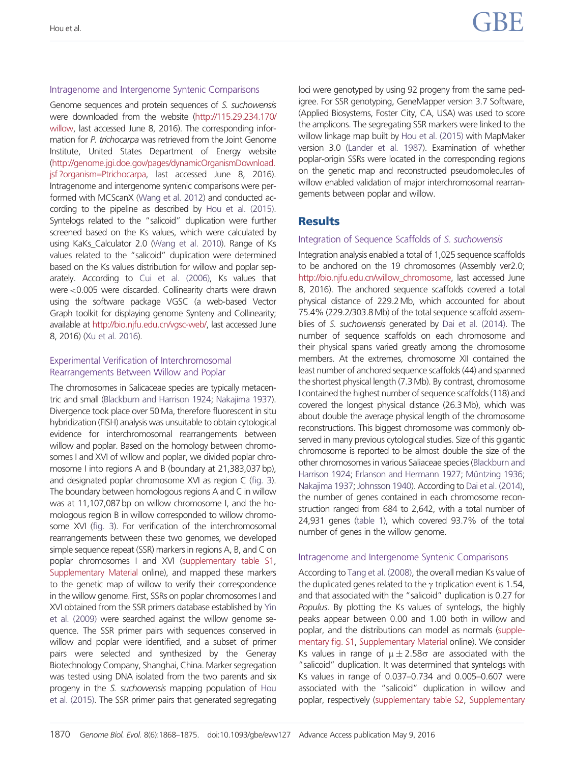### Intragenome and Intergenome Syntenic Comparisons

Genome sequences and protein sequences of *S. suchowensis* were downloaded from the website (http://115.29.234.170/willow, last accessed June 8, 2016). The corresponding information for *P. trichocarpa* was retrieved from the Joint Genome Institute, United States Department of Energy website (http://genome.jgi.doe.gov/pages/dynamicOrganismDownload.jsf?organism=Ptrichocarpa, last accessed June 8, 2016). Intragenome and intergenome syntenic comparisons were performed with MCScanX (Wang et al. 2012) and conducted according to the pipeline as described by Hou et al. (2015). Syntelogs related to the "salicoid" duplication were further screened based on the Ks values, which were calculated by using KaKs_Calculator 2.0 (Wang et al. 2010). Range of Ks values related to the "salicoid" duplication were determined based on the Ks values distribution for willow and poplar separately. According to Cui et al. (2006), Ks values that were <0.005 were discarded. Collinearity charts were drawn using the software package VGSC (a web-based Vector Graph toolkit for displaying genome Synteny and Collinearity; available at http://bio.njfu.edu.cn/vgsc-web/, last accessed June 8, 2016) (Xu et al. 2016).

### Experimental Verification of Interchromosomal Rearrangements Between Willow and Poplar

The chromosomes in Salicaceae species are typically metacentric and small (Blackburn and Harrison 1924; Nakajima 1937). Divergence took place over 50 Ma, therefore fluorescent in situ hybridization (FISH) analysis was unsuitable to obtain cytological evidence for interchromosomal rearrangements between willow and poplar. Based on the homology between chromosomes I and XVI of willow and poplar, we divided poplar chromosome I into regions A and B (boundary at 21,383,037 bp), and designated poplar chromosome XVI as region C (fig. 3). The boundary between homologous regions A and C in willow was at 11,107,087 bp on willow chromosome I, and the homologous region B in willow corresponded to willow chromosome XVI (fig. 3). For verification of the interchromosomal rearrangements between these two genomes, we developed simple sequence repeat (SSR) markers in regions A, B, and C on poplar chromosomes I and XVI (supplementary table S1, Supplementary Material online), and mapped these markers to the genetic map of willow to verify their correspondence in the willow genome. First, SSRs on poplar chromosomes I and XVI obtained from the SSR primers database established by Yin et al. (2009) were searched against the willow genome sequence. The SSR primer pairs with sequences conserved in willow and poplar were identified, and a subset of primer pairs were selected and synthesized by the Generay Biotechnology Company, Shanghai, China. Marker segregation was tested using DNA isolated from the two parents and six progeny in the *S. suchowensis* mapping population of Hou et al. (2015). The SSR primer pairs that generated segregating loci were genotyped by using 92 progeny from the same pedigree. For SSR genotyping, GeneMapper version 3.7 Software, (Applied Biosystems, Foster City, CA, USA) was used to score the amplicons. The segregating SSR markers were linked to the willow linkage map built by Hou et al. (2015) with MapMaker version 3.0 (Lander et al. 1987). Examination of whether poplar-origin SSRs were located in the corresponding regions on the genetic map and reconstructed pseudomolecules of willow enabled validation of major interchromosomal rearrangements between poplar and willow.

## Results

### Integration of Sequence Scaffolds of *S. suchowensis*

Integration analysis enabled a total of 1,025 sequence scaffolds to be anchored on the 19 chromosomes (Assembly ver2.0; http://bio.njfu.edu.cn/willow_chromosome, last accessed June 8, 2016). The anchored sequence scaffolds covered a total physical distance of 229.2 Mb, which accounted for about 75.4% (229.2/303.8 Mb) of the total sequence scaffold assemblies of *S. suchowensis* generated by Dai et al. (2014). The number of sequence scaffolds on each chromosome and their physical spans varied greatly among the chromosome members. At the extremes, chromosome XII contained the least number of anchored sequence scaffolds (44) and spanned the shortest physical length (7.3 Mb). By contrast, chromosome I contained the highest number of sequence scaffolds (118) and covered the longest physical distance (26.3 Mb), which was about double the average physical length of the chromosome reconstructions. This biggest chromosome was commonly observed in many previous cytological studies. Size of this gigantic chromosome is reported to be almost double the size of the other chromosomes in various Saliaceae species (Blackburn and Harrison 1924; Erlanson and Hermann 1927; Müntzing 1936; Nakajima 1937; Johnsson 1940). According to Dai et al. (2014), the number of genes contained in each chromosome reconstruction ranged from 684 to 2,642, with a total number of 24,931 genes (table 1), which covered 93.7% of the total number of genes in the willow genome.

### Intragenome and Intergenome Syntenic Comparisons

According to Tang et al. (2008), the overall median Ks value of the duplicated genes related to the $\gamma$ triplication event is 1.54, and that associated with the "salicoid" duplication is 0.27 for *Populus*. By plotting the Ks values of syntelogs, the highly peaks appear between 0.00 and 1.00 both in willow and poplar, and the distributions can model as normals (supplementary fig. S1, Supplementary Material online). We consider Ks values in range of $\mu \pm 2.58\sigma$ are associated with the "salicoid" duplication. It was determined that syntelogs with Ks values in range of 0.037–0.734 and 0.005–0.607 were associated with the "salicoid" duplication in willow and poplar, respectively (supplementary table S2, Supplementary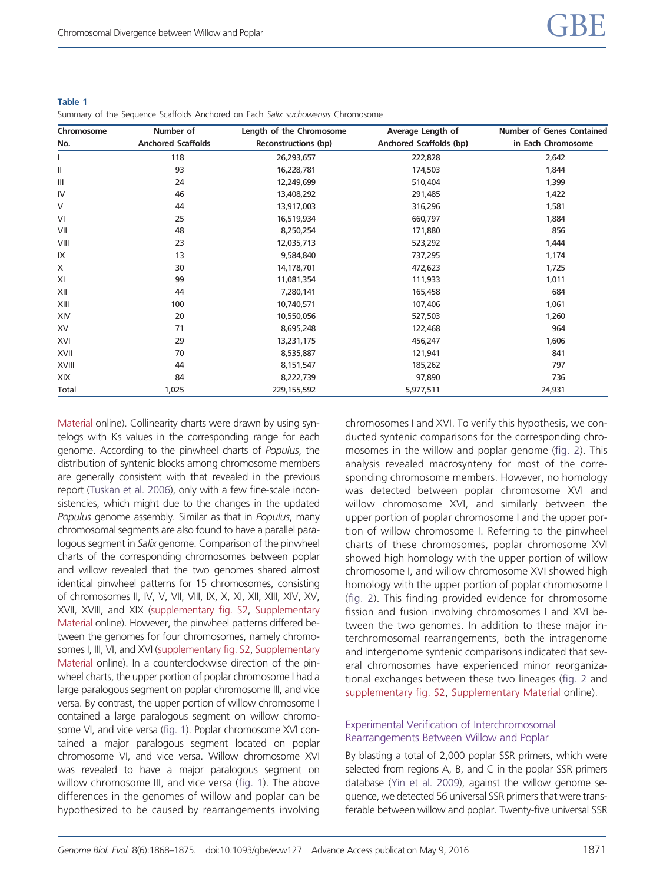**Table 1**
Summary of the Sequence Scaffolds Anchored on Each *Salix suchowensis* Chromosome

| Chromosome No. | Number of Anchored Scaffolds | Length of the Chromosome Reconstructions (bp) | Average Length of Anchored Scaffolds (bp) | Number of Genes Contained in Each Chromosome |
|---|---|---|---|---|
| I | 118 | 26,293,657 | 222,828 | 2,642 |
| II | 93 | 16,228,781 | 174,503 | 1,844 |
| III | 24 | 12,249,699 | 510,404 | 1,399 |
| IV | 46 | 13,408,292 | 291,485 | 1,422 |
| V | 44 | 13,917,003 | 316,296 | 1,581 |
| VI | 25 | 16,519,934 | 660,797 | 1,884 |
| VII | 48 | 8,250,254 | 171,880 | 856 |
| VIII | 23 | 12,035,713 | 523,292 | 1,444 |
| IX | 13 | 9,584,840 | 737,295 | 1,174 |
| X | 30 | 14,178,701 | 472,623 | 1,725 |
| XI | 99 | 11,081,354 | 111,933 | 1,011 |
| XII | 44 | 7,280,141 | 165,458 | 684 |
| XIII | 100 | 10,740,571 | 107,406 | 1,061 |
| XIV | 20 | 10,550,056 | 527,503 | 1,260 |
| XV | 71 | 8,695,248 | 122,468 | 964 |
| XVI | 29 | 13,231,175 | 456,247 | 1,606 |
| XVII | 70 | 8,535,887 | 121,941 | 841 |
| XVIII | 44 | 8,151,547 | 185,262 | 797 |
| XIX | 84 | 8,222,739 | 97,890 | 736 |
| Total | 1,025 | 229,155,592 | 5,977,511 | 24,931 |

Material online). Collinearity charts were drawn by using syntelogs with Ks values in the corresponding range for each genome. According to the pinwheel charts of *Populus*, the distribution of syntenic blocks among chromosome members are generally consistent with that revealed in the previous report (Tuskan et al. 2006), only with a few fine-scale inconsistencies, which might due to the changes in the updated *Populus* genome assembly. Similar as that in *Populus*, many chromosomal segments are also found to have a parallel paralogous segment in *Salix* genome. Comparison of the pinwheel charts of the corresponding chromosomes between poplar and willow revealed that the two genomes shared almost identical pinwheel patterns for 15 chromosomes, consisting of chromosomes II, IV, V, VII, VIII, IX, X, XI, XII, XIII, XIV, XV, XVII, XVIII, and XIX (supplementary fig. S2, Supplementary Material online). However, the pinwheel patterns differed between the genomes for four chromosomes, namely chromosomes I, III, VI, and XVI (supplementary fig. S2, Supplementary Material online). In a counterclockwise direction of the pinwheel charts, the upper portion of poplar chromosome I had a large paralogous segment on poplar chromosome III, and vice versa. By contrast, the upper portion of willow chromosome I contained a large paralogous segment on willow chromosome VI, and vice versa (fig. 1). Poplar chromosome XVI contained a major paralogous segment located on poplar chromosome VI, and vice versa. Willow chromosome XVI was revealed to have a major paralogous segment on willow chromosome III, and vice versa (fig. 1). The above differences in the genomes of willow and poplar can be hypothesized to be caused by rearrangements involving chromosomes I and XVI. To verify this hypothesis, we conducted syntenic comparisons for the corresponding chromosomes in the willow and poplar genome (fig. 2). This analysis revealed macrosynteny for most of the corresponding chromosome members. However, no homology was detected between poplar chromosome XVI and willow chromosome XVI, and similarly between the upper portion of poplar chromosome I and the upper portion of willow chromosome I. Referring to the pinwheel charts of these chromosomes, poplar chromosome XVI showed high homology with the upper portion of willow chromosome I, and willow chromosome XVI showed high homology with the upper portion of poplar chromosome I (fig. 2). This finding provided evidence for chromosome fission and fusion involving chromosomes I and XVI between the two genomes. In addition to these major interchromosomal rearrangements, both the intragenome and intergenome syntenic comparisons indicated that several chromosomes have experienced minor reorganizational exchanges between these two lineages (fig. 2 and supplementary fig. S2, Supplementary Material online).

### Experimental Verification of Interchromosomal Rearrangements Between Willow and Poplar

By blasting a total of 2,000 poplar SSR primers, which were selected from regions A, B, and C in the poplar SSR primers database (Yin et al. 2009), against the willow genome sequence, we detected 56 universal SSR primers that were transferable between willow and poplar. Twenty-five universal SSR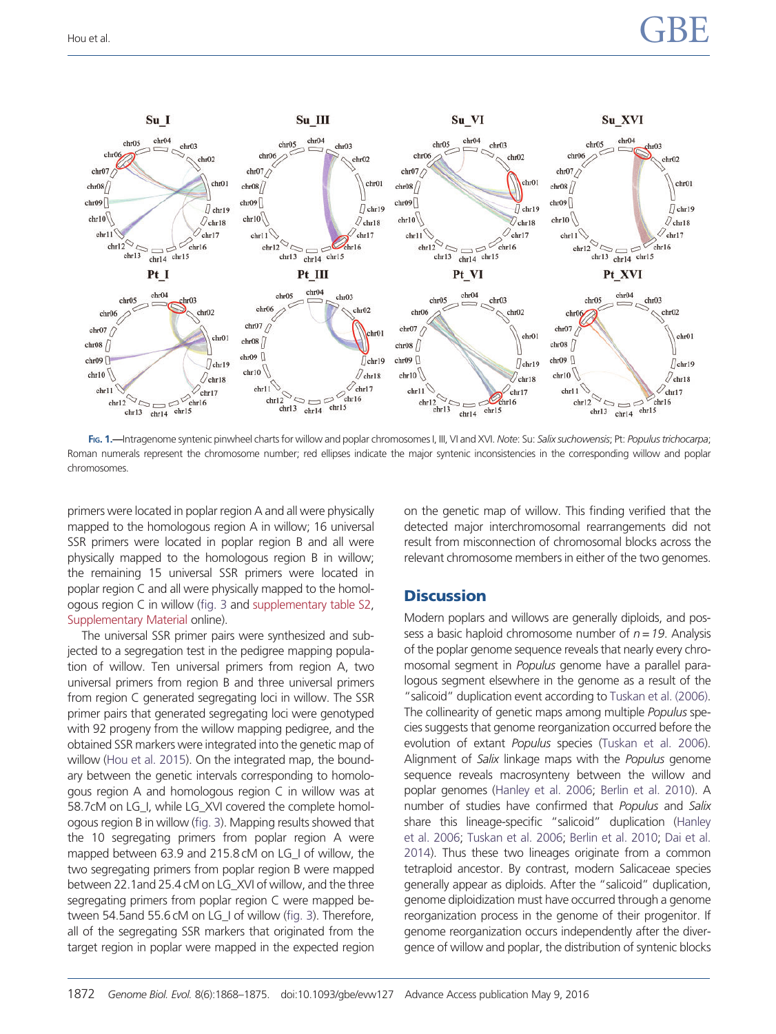FIG. 1.—Intragenome syntenic pinwheel charts for willow and poplar chromosomes I, III, VI and XVI. *Note*: Su: *Salix suchowensis*; Pt: *Populus trichocarpa*; Roman numerals represent the chromosome number; red ellipses indicate the major syntenic inconsistencies in the corresponding willow and poplar chromosomes.

primers were located in poplar region A and all were physically mapped to the homologous region A in willow; 16 universal SSR primers were located in poplar region B and all were physically mapped to the homologous region B in willow; the remaining 15 universal SSR primers were located in poplar region C and all were physically mapped to the homologous region C in willow (fig. 3 and supplementary table S2, Supplementary Material online).

The universal SSR primer pairs were synthesized and subjected to a segregation test in the pedigree mapping population of willow. Ten universal primers from region A, two universal primers from region B and three universal primers from region C generated segregating loci in willow. The SSR primer pairs that generated segregating loci were genotyped with 92 progeny from the willow mapping pedigree, and the obtained SSR markers were integrated into the genetic map of willow (Hou et al. 2015). On the integrated map, the boundary between the genetic intervals corresponding to homologous region A and homologous region C in willow was at 58.7cM on LG_I, while LG_XVI covered the complete homologous region B in willow (fig. 3). Mapping results showed that the 10 segregating primers from poplar region A were mapped between 63.9 and 215.8 cM on LG_I of willow, the two segregating primers from poplar region B were mapped between 22.1and 25.4 cM on LG_XVI of willow, and the three segregating primers from poplar region C were mapped between 54.5and 55.6 cM on LG_I of willow (fig. 3). Therefore, all of the segregating SSR markers that originated from the target region in poplar were mapped in the expected region on the genetic map of willow. This finding verified that the detected major interchromosomal rearrangements did not result from misconnection of chromosomal blocks across the relevant chromosome members in either of the two genomes.

## Discussion

Modern poplars and willows are generally diploids, and possess a basic haploid chromosome number of $n = 19$. Analysis of the poplar genome sequence reveals that nearly every chromosomal segment in *Populus* genome have a parallel paralogous segment elsewhere in the genome as a result of the "salicoid" duplication event according to Tuskan et al. (2006). The collinearity of genetic maps among multiple *Populus* species suggests that genome reorganization occurred before the evolution of extant *Populus* species (Tuskan et al. 2006). Alignment of *Salix* linkage maps with the *Populus* genome sequence reveals macrosynteny between the willow and poplar genomes (Hanley et al. 2006; Berlin et al. 2010). A number of studies have confirmed that *Populus* and *Salix* share this lineage-specific "salicoid" duplication (Hanley et al. 2006; Tuskan et al. 2006; Berlin et al. 2010; Dai et al. 2014). Thus these two lineages originate from a common tetraploid ancestor. By contrast, modern Salicaceae species generally appear as diploids. After the "salicoid" duplication, genome diploidization must have occurred through a genome reorganization process in the genome of their progenitor. If genome reorganization occurs independently after the divergence of willow and poplar, the distribution of syntenic blocks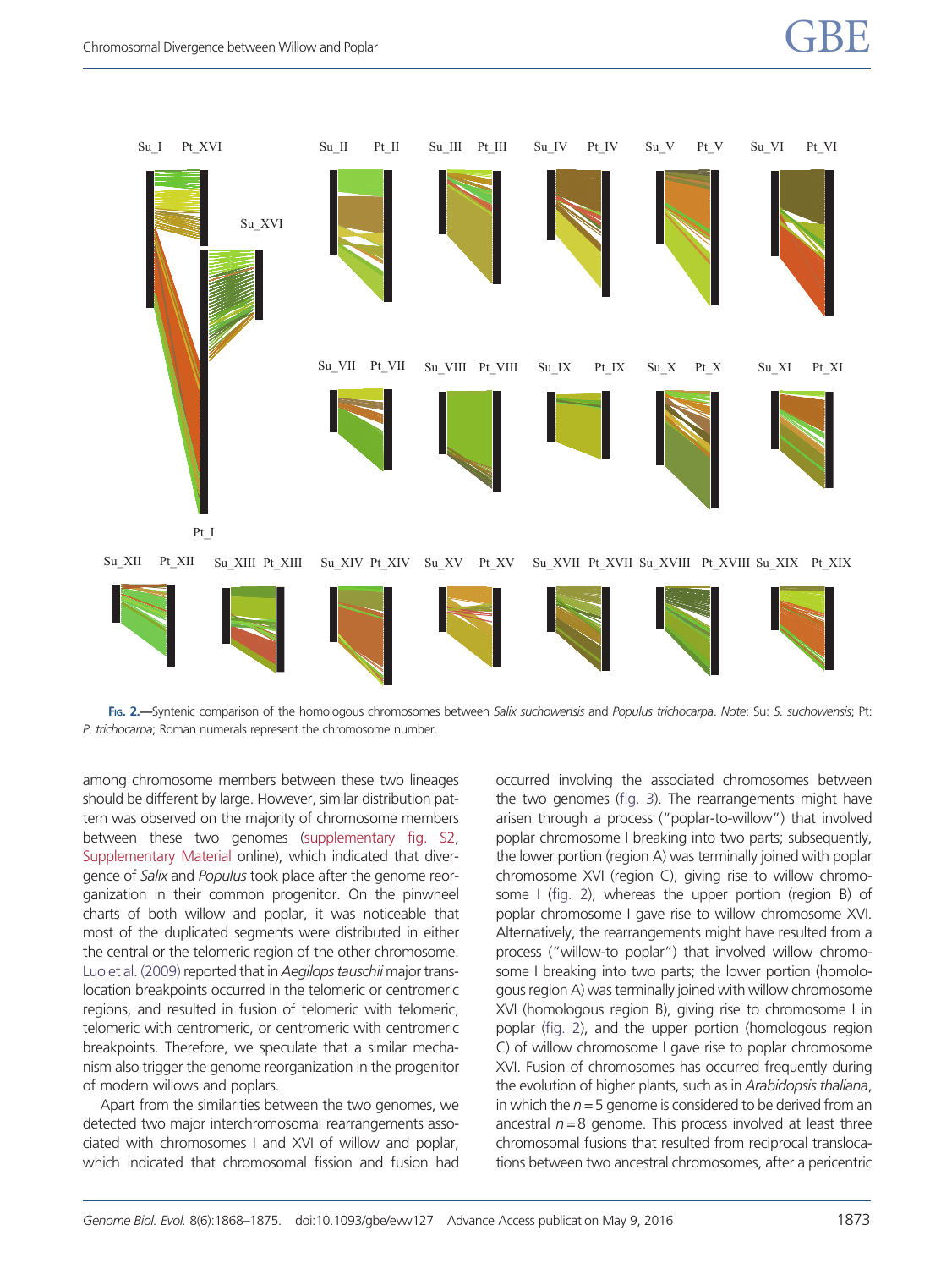Fig. 2.—Syntenic comparison of the homologous chromosomes between *Salix suchowensis* and *Populus trichocarpa*. *Note*: Su: *S. suchowensis*; Pt: *P. trichocarpa*; Roman numerals represent the chromosome number.

among chromosome members between these two lineages should be different by large. However, similar distribution pattern was observed on the majority of chromosome members between these two genomes (supplementary fig. S2, Supplementary Material online), which indicated that divergence of *Salix* and *Populus* took place after the genome reorganization in their common progenitor. On the pinwheel charts of both willow and poplar, it was noticeable that most of the duplicated segments were distributed in either the central or the telomeric region of the other chromosome. Luo et al. (2009) reported that in *Aegilops tauschii* major translocation breakpoints occurred in the telomeric or centromeric regions, and resulted in fusion of telomeric with telomeric, telomeric with centromeric, or centromeric with centromeric breakpoints. Therefore, we speculate that a similar mechanism also trigger the genome reorganization in the progenitor of modern willows and poplars.

Apart from the similarities between the two genomes, we detected two major interchromosomal rearrangements associated with chromosomes I and XVI of willow and poplar, which indicated that chromosomal fission and fusion had occurred involving the associated chromosomes between the two genomes (fig. 3). The rearrangements might have arisen through a process ("poplar-to-willow") that involved poplar chromosome I breaking into two parts; subsequently, the lower portion (region A) was terminally joined with poplar chromosome XVI (region C), giving rise to willow chromosome I (fig. 2), whereas the upper portion (region B) of poplar chromosome I gave rise to willow chromosome XVI. Alternatively, the rearrangements might have resulted from a process ("willow-to poplar") that involved willow chromosome I breaking into two parts; the lower portion (homologous region A) was terminally joined with willow chromosome XVI (homologous region B), giving rise to chromosome I in poplar (fig. 2), and the upper portion (homologous region C) of willow chromosome I gave rise to poplar chromosome XVI. Fusion of chromosomes has occurred frequently during the evolution of higher plants, such as in *Arabidopsis thaliana*, in which the $n = 5$ genome is considered to be derived from an ancestral $n = 8$ genome. This process involved at least three chromosomal fusions that resulted from reciprocal translocations between two ancestral chromosomes, after a pericentric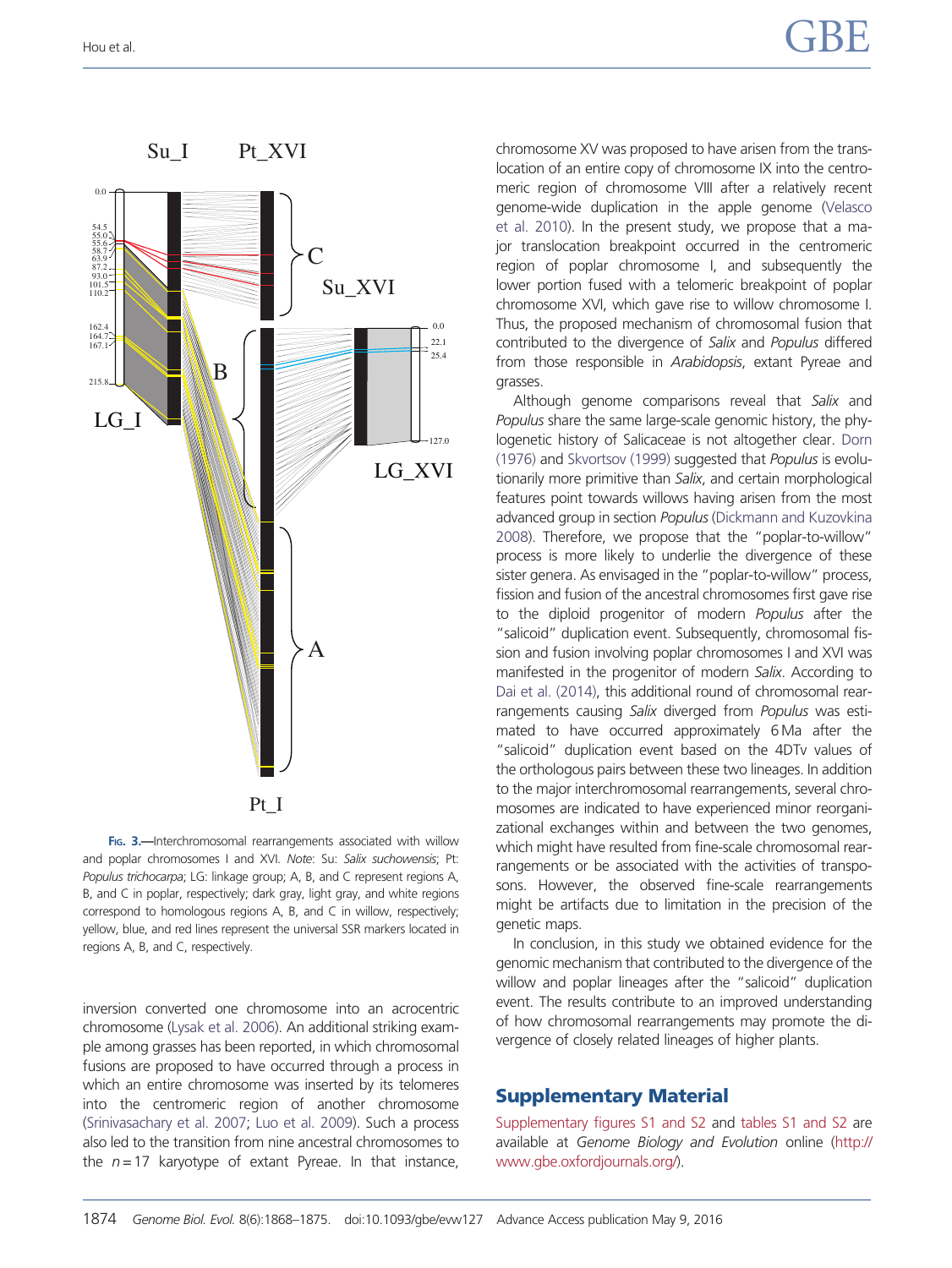FIG. 3.—Interchromosomal rearrangements associated with willow and poplar chromosomes I and XVI. *Note*: Su: *Salix suchowensis*; Pt: *Populus trichocarpa*; LG: linkage group; A, B, and C represent regions A, B, and C in poplar, respectively; dark gray, light gray, and white regions correspond to homologous regions A, B, and C in willow, respectively; yellow, blue, and red lines represent the universal SSR markers located in regions A, B, and C, respectively.

inversion converted one chromosome into an acrocentric chromosome (Lysak et al. 2006). An additional striking example among grasses has been reported, in which chromosomal fusions are proposed to have occurred through a process in which an entire chromosome was inserted by its telomeres into the centromeric region of another chromosome (Srinivasachary et al. 2007; Luo et al. 2009). Such a process also led to the transition from nine ancestral chromosomes to the $n = 17$ karyotype of extant Pyreae. In that instance, chromosome XV was proposed to have arisen from the translocation of an entire copy of chromosome IX into the centromeric region of chromosome VIII after a relatively recent genome-wide duplication in the apple genome (Velasco et al. 2010). In the present study, we propose that a major translocation breakpoint occurred in the centromeric region of poplar chromosome I, and subsequently the lower portion fused with a telomeric breakpoint of poplar chromosome XVI, which gave rise to willow chromosome I. Thus, the proposed mechanism of chromosomal fusion that contributed to the divergence of *Salix* and *Populus* differed from those responsible in *Arabidopsis*, extant Pyreae and grasses.

Although genome comparisons reveal that *Salix* and *Populus* share the same large-scale genomic history, the phylogenetic history of Salicaceae is not altogether clear. Dorn (1976) and Skvortsov (1999) suggested that *Populus* is evolutionarily more primitive than *Salix*, and certain morphological features point towards willows having arisen from the most advanced group in section *Populus* (Dickmann and Kuzovkina 2008). Therefore, we propose that the "poplar-to-willow" process is more likely to underlie the divergence of these sister genera. As envisaged in the "poplar-to-willow" process, fission and fusion of the ancestral chromosomes first gave rise to the diploid progenitor of modern *Populus* after the "salicoid" duplication event. Subsequently, chromosomal fission and fusion involving poplar chromosomes I and XVI was manifested in the progenitor of modern *Salix*. According to Dai et al. (2014), this additional round of chromosomal rearrangements causing *Salix* diverged from *Populus* was estimated to have occurred approximately 6 Ma after the "salicoid" duplication event based on the 4DTv values of the orthologous pairs between these two lineages. In addition to the major interchromosomal rearrangements, several chromosomes are indicated to have experienced minor reorganizational exchanges within and between the two genomes, which might have resulted from fine-scale chromosomal rearrangements or be associated with the activities of transposons. However, the observed fine-scale rearrangements might be artifacts due to limitation in the precision of the genetic maps.

In conclusion, in this study we obtained evidence for the genomic mechanism that contributed to the divergence of the willow and poplar lineages after the "salicoid" duplication event. The results contribute to an improved understanding of how chromosomal rearrangements may promote the divergence of closely related lineages of higher plants.

## Supplementary Material

Supplementary figures S1 and S2 and tables S1 and S2 are available at *Genome Biology and Evolution* online (http://www.gbe.oxfordjournals.org/).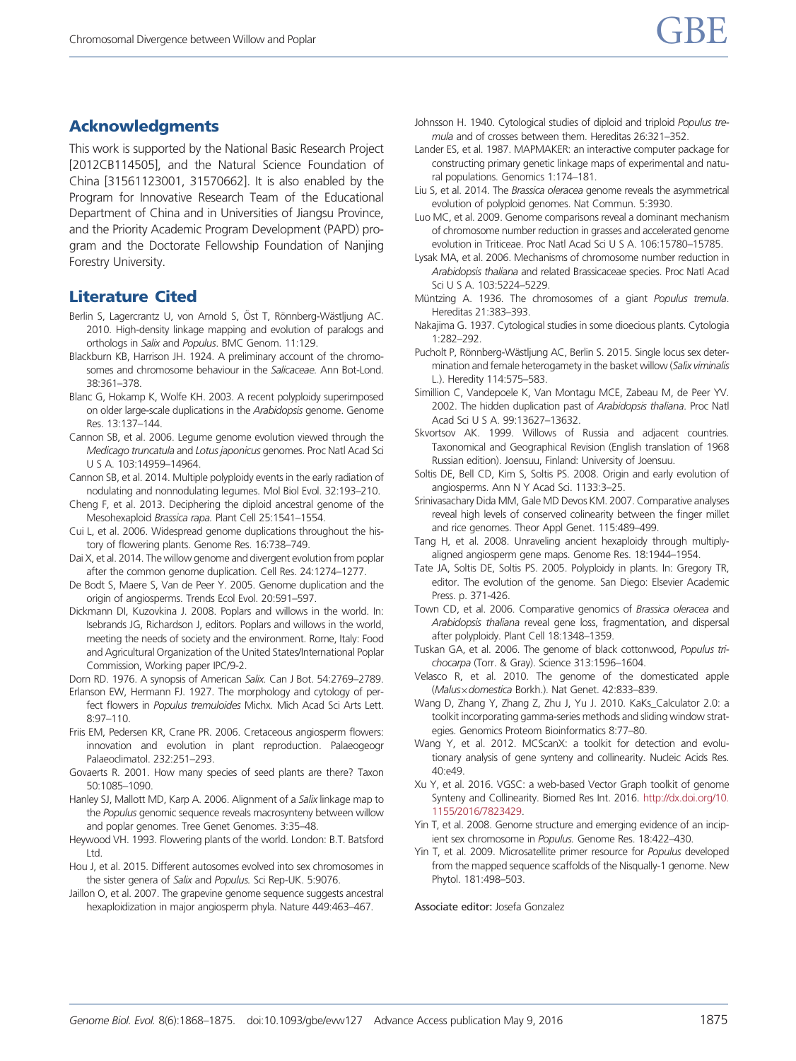## Acknowledgments

This work is supported by the National Basic Research Project [2012CB114505], and the National Science Foundation of China [31561123001, 31570662]. It is also enabled by the Program for Innovative Research Team of the Educational Department of China and in Universities of Jiangsu Province, and the Priority Academic Program Development (PAPD) program and the Doctorate Fellowship Foundation of Nanjing Forestry University.

## Literature Cited

Berlin S, Lagercrantz U, von Arnold S, Öst T, Rönnberg-Wästljung AC. 2010. High-density linkage mapping and evolution of paralogs and orthologs in *Salix* and *Populus*. BMC Genom. 11:129.

Blackburn KB, Harrison JH. 1924. A preliminary account of the chromosomes and chromosome behaviour in the *Salicaceae*. Ann Bot-Lond. 38:361–378.

Blanc G, Hokamp K, Wolfe KH. 2003. A recent polyploidy superimposed on older large-scale duplications in the *Arabidopsis* genome. Genome Res. 13:137–144.

Cannon SB, et al. 2006. Legume genome evolution viewed through the *Medicago truncatula* and *Lotus japonicus* genomes. Proc Natl Acad Sci U S A. 103:14959–14964.

Cannon SB, et al. 2014. Multiple polyploidy events in the early radiation of nodulating and nonnodulating legumes. Mol Biol Evol. 32:193–210.

Cheng F, et al. 2013. Deciphering the diploid ancestral genome of the Mesohexaploid *Brassica rapa*. Plant Cell 25:1541–1554.

Cui L, et al. 2006. Widespread genome duplications throughout the history of flowering plants. Genome Res. 16:738–749.

Dai X, et al. 2014. The willow genome and divergent evolution from poplar after the common genome duplication. Cell Res. 24:1274–1277.

De Bodt S, Maere S, Van de Peer Y. 2005. Genome duplication and the origin of angiosperms. Trends Ecol Evol. 20:591–597.

Dickmann DI, Kuzovkina J. 2008. Poplars and willows in the world. In: Isebrands JG, Richardson J, editors. Poplars and willows in the world, meeting the needs of society and the environment. Rome, Italy: Food and Agricultural Organization of the United States/International Poplar Commission, Working paper IPC/9-2.

Dorn RD. 1976. A synopsis of American *Salix*. Can J Bot. 54:2769–2789.

Erlanson EW, Hermann FJ. 1927. The morphology and cytology of perfect flowers in *Populus tremuloides* Michx. Mich Acad Sci Arts Lett. 8:97–110.

Friis EM, Pedersen KR, Crane PR. 2006. Cretaceous angiosperm flowers: innovation and evolution in plant reproduction. Palaeogeogr Palaeoclimatol. 232:251–293.

Govaerts R. 2001. How many species of seed plants are there? Taxon 50:1085–1090.

Hanley SJ, Mallott MD, Karp A. 2006. Alignment of a *Salix* linkage map to the *Populus* genomic sequence reveals macrosynteny between willow and poplar genomes. Tree Genet Genomes. 3:35–48.

Heywood VH. 1993. Flowering plants of the world. London: B.T. Batsford Ltd.

Hou J, et al. 2015. Different autosomes evolved into sex chromosomes in the sister genera of *Salix* and *Populus*. Sci Rep-UK. 5:9076.

Jaillon O, et al. 2007. The grapevine genome sequence suggests ancestral hexaploidization in major angiosperm phyla. Nature 449:463–467.

Johnsson H. 1940. Cytological studies of diploid and triploid *Populus tremula* and of crosses between them. Hereditas 26:321–352.

Lander ES, et al. 1987. MAPMAKER: an interactive computer package for constructing primary genetic linkage maps of experimental and natural populations. Genomics 1:174–181.

Liu S, et al. 2014. The *Brassica oleracea* genome reveals the asymmetrical evolution of polyploid genomes. Nat Commun. 5:3930.

Luo MC, et al. 2009. Genome comparisons reveal a dominant mechanism of chromosome number reduction in grasses and accelerated genome evolution in Triticeae. Proc Natl Acad Sci U S A. 106:15780–15785.

Lysak MA, et al. 2006. Mechanisms of chromosome number reduction in *Arabidopsis thaliana* and related Brassicaceae species. Proc Natl Acad Sci U S A. 103:5224–5229.

Müntzing A. 1936. The chromosomes of a giant *Populus tremula*. Hereditas 21:383–393.

Nakajima G. 1937. Cytological studies in some dioecious plants. Cytologia 1:282–292.

Pucholt P, Rönnberg-Wästljung AC, Berlin S. 2015. Single locus sex determination and female heterogamety in the basket willow (*Salix viminalis* L.). Heredity 114:575–583.

Simillion C, Vandepoele K, Van Montagu MCE, Zabeau M, de Peer YV. 2002. The hidden duplication past of *Arabidopsis thaliana*. Proc Natl Acad Sci U S A. 99:13627–13632.

Skvortsov AK. 1999. Willows of Russia and adjacent countries. Taxonomical and Geographical Revision (English translation of 1968 Russian edition). Joensuu, Finland: University of Joensuu.

Soltis DE, Bell CD, Kim S, Soltis PS. 2008. Origin and early evolution of angiosperms. Ann N Y Acad Sci. 1133:3–25.

Srinivasachary Dida MM, Gale MD Devos KM. 2007. Comparative analyses reveal high levels of conserved colinearity between the finger millet and rice genomes. Theor Appl Genet. 115:489–499.

Tang H, et al. 2008. Unraveling ancient hexaploidy through multiply-aligned angiosperm gene maps. Genome Res. 18:1944–1954.

Tate JA, Soltis DE, Soltis PS. 2005. Polyploidy in plants. In: Gregory TR, editor. The evolution of the genome. San Diego: Elsevier Academic Press. p. 371-426.

Town CD, et al. 2006. Comparative genomics of *Brassica oleracea* and *Arabidopsis thaliana* reveal gene loss, fragmentation, and dispersal after polyploidy. Plant Cell 18:1348–1359.

Tuskan GA, et al. 2006. The genome of black cottonwood, *Populus trichocarpa* (Torr. & Gray). Science 313:1596–1604.

Velasco R, et al. 2010. The genome of the domesticated apple (*Malus×domestica* Borkh.). Nat Genet. 42:833–839.

Wang D, Zhang Y, Zhang Z, Zhu J, Yu J. 2010. KaKs_Calculator 2.0: a toolkit incorporating gamma-series methods and sliding window strategies. Genomics Proteom Bioinformatics 8:77–80.

Wang Y, et al. 2012. MCScanX: a toolkit for detection and evolutionary analysis of gene synteny and collinearity. Nucleic Acids Res. 40:e49.

Xu Y, et al. 2016. VGSC: a web-based Vector Graph toolkit of genome Synteny and Collinearity. Biomed Res Int. 2016. http://dx.doi.org/10.1155/2016/7823429.

Yin T, et al. 2008. Genome structure and emerging evidence of an incipient sex chromosome in *Populus*. Genome Res. 18:422–430.

Yin T, et al. 2009. Microsatellite primer resource for *Populus* developed from the mapped sequence scaffolds of the Nisqually-1 genome. New Phytol. 181:498–503.

**Associate editor:** Josefa Gonzalez